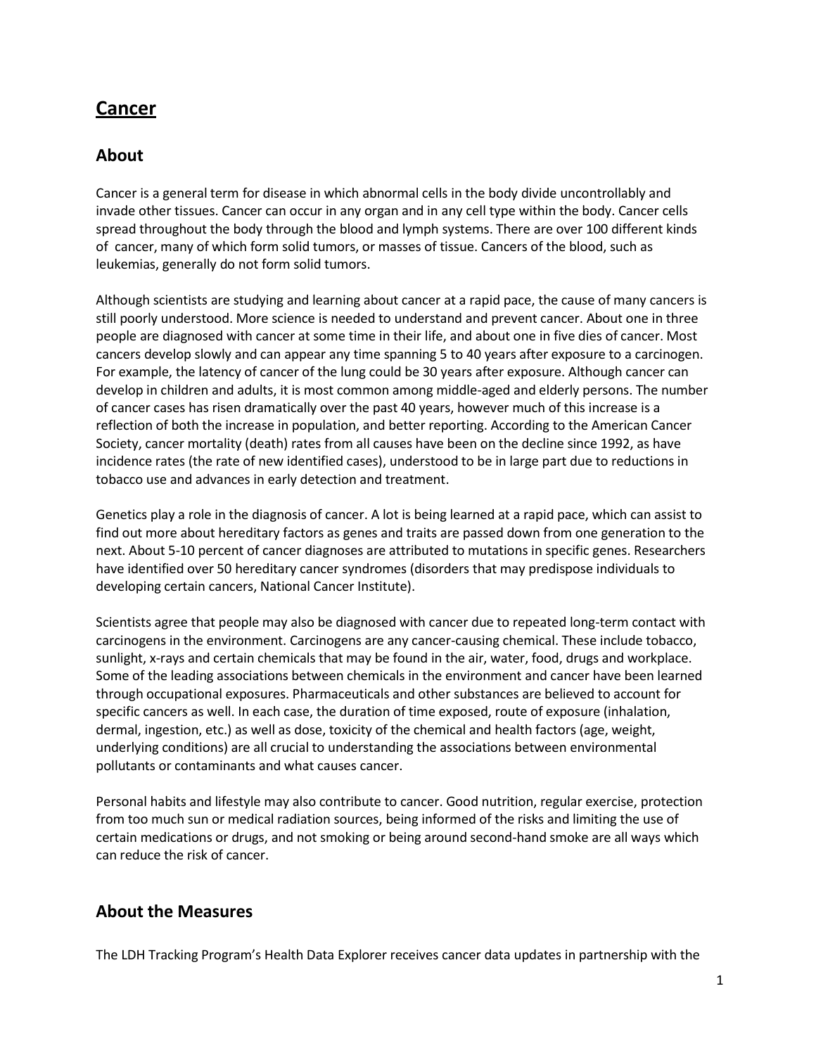# Cancer

## About

Cancer is a general term for disease in which abnormal cells in the body divide uncontrollably and invade other tissues. Cancer can occur in any organ and in any cell type within the body. Cancer cells spread throughout the body through the blood and lymph systems. There are over 100 different kinds of cancer, many of which form solid tumors, or masses of tissue. Cancers of the blood, such as leukemias, generally do not form solid tumors.

Although scientists are studying and learning about cancer at a rapid pace, the cause of many cancers is still poorly understood. More science is needed to understand and prevent cancer. About one in three people are diagnosed with cancer at some time in their life, and about one in five dies of cancer. Most cancers develop slowly and can appear any time spanning 5 to 40 years after exposure to a carcinogen. For example, the latency of cancer of the lung could be 30 years after exposure. Although cancer can develop in children and adults, it is most common among middle-aged and elderly persons. The number of cancer cases has risen dramatically over the past 40 years, however much of this increase is a reflection of both the increase in population, and better reporting. According to the American Cancer Society, cancer mortality (death) rates from all causes have been on the decline since 1992, as have incidence rates (the rate of new identified cases), understood to be in large part due to reductions in tobacco use and advances in early detection and treatment.

Genetics play a role in the diagnosis of cancer. A lot is being learned at a rapid pace, which can assist to find out more about hereditary factors as genes and traits are passed down from one generation to the next. About 5-10 percent of cancer diagnoses are attributed to mutations in specific genes. Researchers have identified over 50 hereditary cancer syndromes (disorders that may predispose individuals to developing certain cancers, National Cancer Institute).

Scientists agree that people may also be diagnosed with cancer due to repeated long-term contact with carcinogens in the environment. Carcinogens are any cancer-causing chemical. These include tobacco, sunlight, x-rays and certain chemicals that may be found in the air, water, food, drugs and workplace. Some of the leading associations between chemicals in the environment and cancer have been learned through occupational exposures. Pharmaceuticals and other substances are believed to account for specific cancers as well. In each case, the duration of time exposed, route of exposure (inhalation, dermal, ingestion, etc.) as well as dose, toxicity of the chemical and health factors (age, weight, underlying conditions) are all crucial to understanding the associations between environmental pollutants or contaminants and what causes cancer.

Personal habits and lifestyle may also contribute to cancer. Good nutrition, regular exercise, protection from too much sun or medical radiation sources, being informed of the risks and limiting the use of certain medications or drugs, and not smoking or being around second-hand smoke are all ways which can reduce the risk of cancer.

## About the Measures

The LDH Tracking Program's Health Data Explorer receives cancer data updates in partnership with the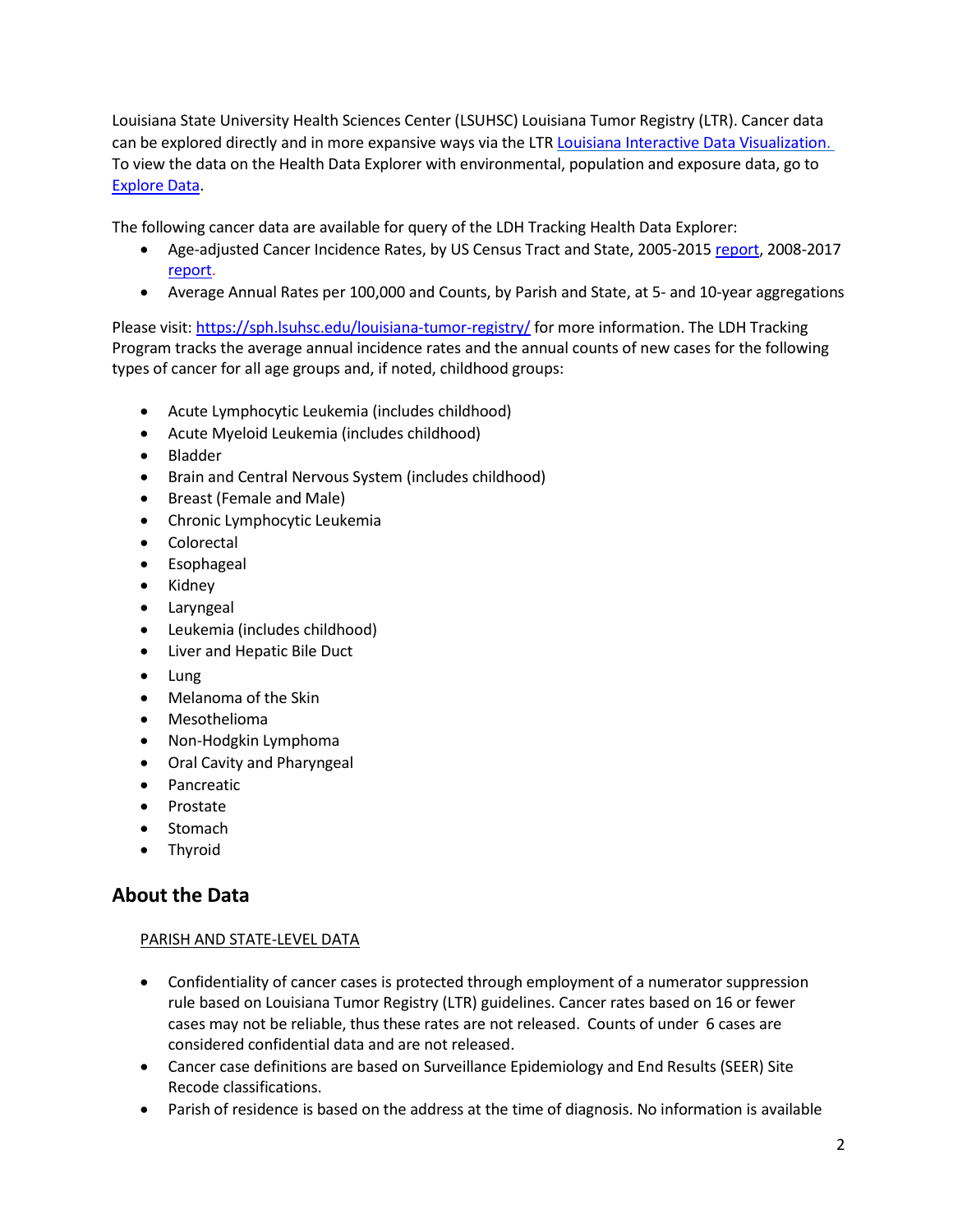Louisiana State University Health Sciences Center (LSUHSC) Louisiana Tumor Registry (LTR). Cancer data can be explored directly and in more expansive ways via the LTR Louisiana Interactive Data Visualization. To view the data on the Health Data Explorer with environmental, population and exposure data, go to Explore Data.

The following cancer data are available for query of the LDH Tracking Health Data Explorer:

- Age-adjusted Cancer Incidence Rates, by US Census Tract and State, 2005-2015 report, 2008-2017 report.
- Average Annual Rates per 100,000 and Counts, by Parish and State, at 5- and 10-year aggregations

Please visit: https://sph.lsuhsc.edu/louisiana-tumor-registry/ for more information. The LDH Tracking Program tracks the average annual incidence rates and the annual counts of new cases for the following types of cancer for all age groups and, if noted, childhood groups:

- Acute Lymphocytic Leukemia (includes childhood)
- Acute Myeloid Leukemia (includes childhood)
- Bladder
- Brain and Central Nervous System (includes childhood)
- Breast (Female and Male)
- Chronic Lymphocytic Leukemia
- Colorectal
- Esophageal
- Kidney
- Laryngeal
- Leukemia (includes childhood)
- Liver and Hepatic Bile Duct
- Lung
- Melanoma of the Skin
- Mesothelioma
- Non-Hodgkin Lymphoma
- Oral Cavity and Pharyngeal
- Pancreatic
- Prostate
- Stomach
- Thyroid

## About the Data

PARISH AND STATE-LEVEL DATA

- Confidentiality of cancer cases is protected through employment of a numerator suppression rule based on Louisiana Tumor Registry (LTR) guidelines. Cancer rates based on 16 or fewer cases may not be reliable, thus these rates are not released. Counts of under 6 cases are considered confidential data and are not released.
- Cancer case definitions are based on Surveillance Epidemiology and End Results (SEER) Site Recode classifications.
- Parish of residence is based on the address at the time of diagnosis. No information is available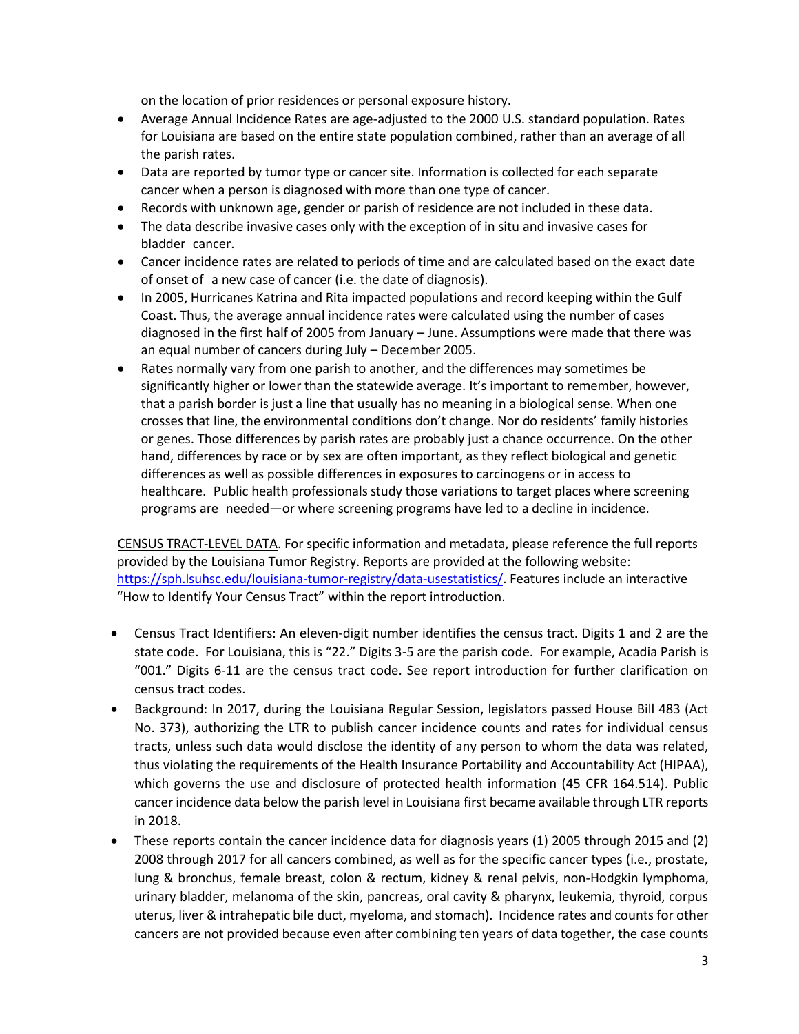on the location of prior residences or personal exposure history.

- Average Annual Incidence Rates are age-adjusted to the 2000 U.S. standard population. Rates for Louisiana are based on the entire state population combined, rather than an average of all the parish rates.
- Data are reported by tumor type or cancer site. Information is collected for each separate cancer when a person is diagnosed with more than one type of cancer.
- Records with unknown age, gender or parish of residence are not included in these data.
- The data describe invasive cases only with the exception of in situ and invasive cases for bladder cancer.
- Cancer incidence rates are related to periods of time and are calculated based on the exact date of onset of a new case of cancer (i.e. the date of diagnosis).
- In 2005, Hurricanes Katrina and Rita impacted populations and record keeping within the Gulf Coast. Thus, the average annual incidence rates were calculated using the number of cases diagnosed in the first half of 2005 from January – June. Assumptions were made that there was an equal number of cancers during July – December 2005.
- Rates normally vary from one parish to another, and the differences may sometimes be significantly higher or lower than the statewide average. It's important to remember, however, that a parish border is just a line that usually has no meaning in a biological sense. When one crosses that line, the environmental conditions don't change. Nor do residents' family histories or genes. Those differences by parish rates are probably just a chance occurrence. On the other hand, differences by race or by sex are often important, as they reflect biological and genetic differences as well as possible differences in exposures to carcinogens or in access to healthcare. Public health professionals study those variations to target places where screening programs are needed—or where screening programs have led to a decline in incidence.

CENSUS TRACT-LEVEL DATA. For specific information and metadata, please reference the full reports provided by the Louisiana Tumor Registry. Reports are provided at the following website: https://sph.lsuhsc.edu/louisiana-tumor-registry/data-usestatistics/. Features include an interactive "How to Identify Your Census Tract" within the report introduction.

- Census Tract Identifiers: An eleven-digit number identifies the census tract. Digits 1 and 2 are the state code. For Louisiana, this is "22." Digits 3-5 are the parish code. For example, Acadia Parish is "001." Digits 6-11 are the census tract code. See report introduction for further clarification on census tract codes.
- Background: In 2017, during the Louisiana Regular Session, legislators passed House Bill 483 (Act No. 373), authorizing the LTR to publish cancer incidence counts and rates for individual census tracts, unless such data would disclose the identity of any person to whom the data was related, thus violating the requirements of the Health Insurance Portability and Accountability Act (HIPAA), which governs the use and disclosure of protected health information (45 CFR 164.514). Public cancer incidence data below the parish level in Louisiana first became available through LTR reports in 2018.
- These reports contain the cancer incidence data for diagnosis years (1) 2005 through 2015 and (2) 2008 through 2017 for all cancers combined, as well as for the specific cancer types (i.e., prostate, lung & bronchus, female breast, colon & rectum, kidney & renal pelvis, non-Hodgkin lymphoma, urinary bladder, melanoma of the skin, pancreas, oral cavity & pharynx, leukemia, thyroid, corpus uterus, liver & intrahepatic bile duct, myeloma, and stomach). Incidence rates and counts for other cancers are not provided because even after combining ten years of data together, the case counts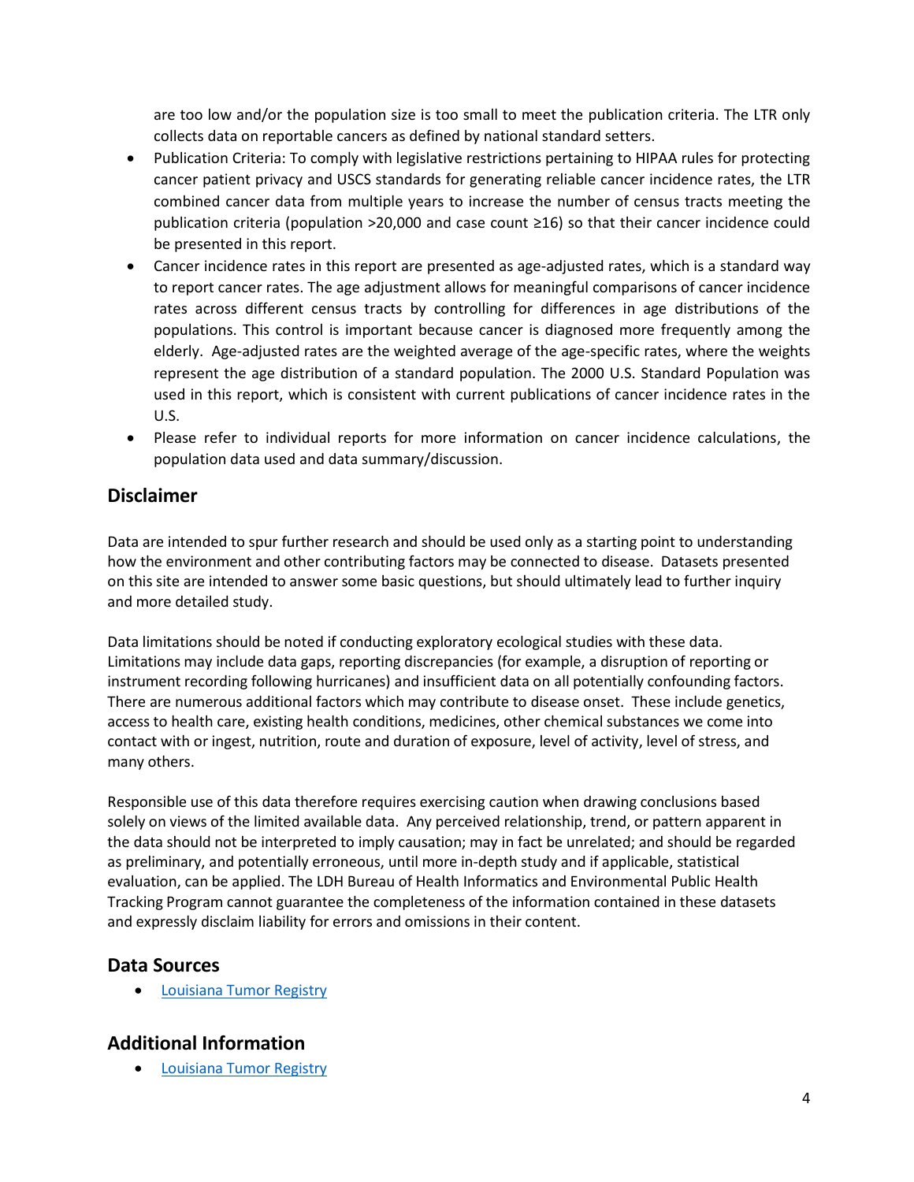are too low and/or the population size is too small to meet the publication criteria. The LTR only collects data on reportable cancers as defined by national standard setters.

- Publication Criteria: To comply with legislative restrictions pertaining to HIPAA rules for protecting cancer patient privacy and USCS standards for generating reliable cancer incidence rates, the LTR combined cancer data from multiple years to increase the number of census tracts meeting the publication criteria (population >20,000 and case count ≥16) so that their cancer incidence could be presented in this report.
- Cancer incidence rates in this report are presented as age-adjusted rates, which is a standard way to report cancer rates. The age adjustment allows for meaningful comparisons of cancer incidence rates across different census tracts by controlling for differences in age distributions of the populations. This control is important because cancer is diagnosed more frequently among the elderly. Age-adjusted rates are the weighted average of the age-specific rates, where the weights represent the age distribution of a standard population. The 2000 U.S. Standard Population was used in this report, which is consistent with current publications of cancer incidence rates in the U.S.
- Please refer to individual reports for more information on cancer incidence calculations, the population data used and data summary/discussion.

## Disclaimer

Data are intended to spur further research and should be used only as a starting point to understanding how the environment and other contributing factors may be connected to disease. Datasets presented on this site are intended to answer some basic questions, but should ultimately lead to further inquiry and more detailed study.

Data limitations should be noted if conducting exploratory ecological studies with these data. Limitations may include data gaps, reporting discrepancies (for example, a disruption of reporting or instrument recording following hurricanes) and insufficient data on all potentially confounding factors. There are numerous additional factors which may contribute to disease onset. These include genetics, access to health care, existing health conditions, medicines, other chemical substances we come into contact with or ingest, nutrition, route and duration of exposure, level of activity, level of stress, and many others.

Responsible use of this data therefore requires exercising caution when drawing conclusions based solely on views of the limited available data. Any perceived relationship, trend, or pattern apparent in the data should not be interpreted to imply causation; may in fact be unrelated; and should be regarded as preliminary, and potentially erroneous, until more in-depth study and if applicable, statistical evaluation, can be applied. The LDH Bureau of Health Informatics and Environmental Public Health Tracking Program cannot guarantee the completeness of the information contained in these datasets and expressly disclaim liability for errors and omissions in their content.

## Data Sources

- Louisiana Tumor Registry

## Additional Information

- Louisiana Tumor Registry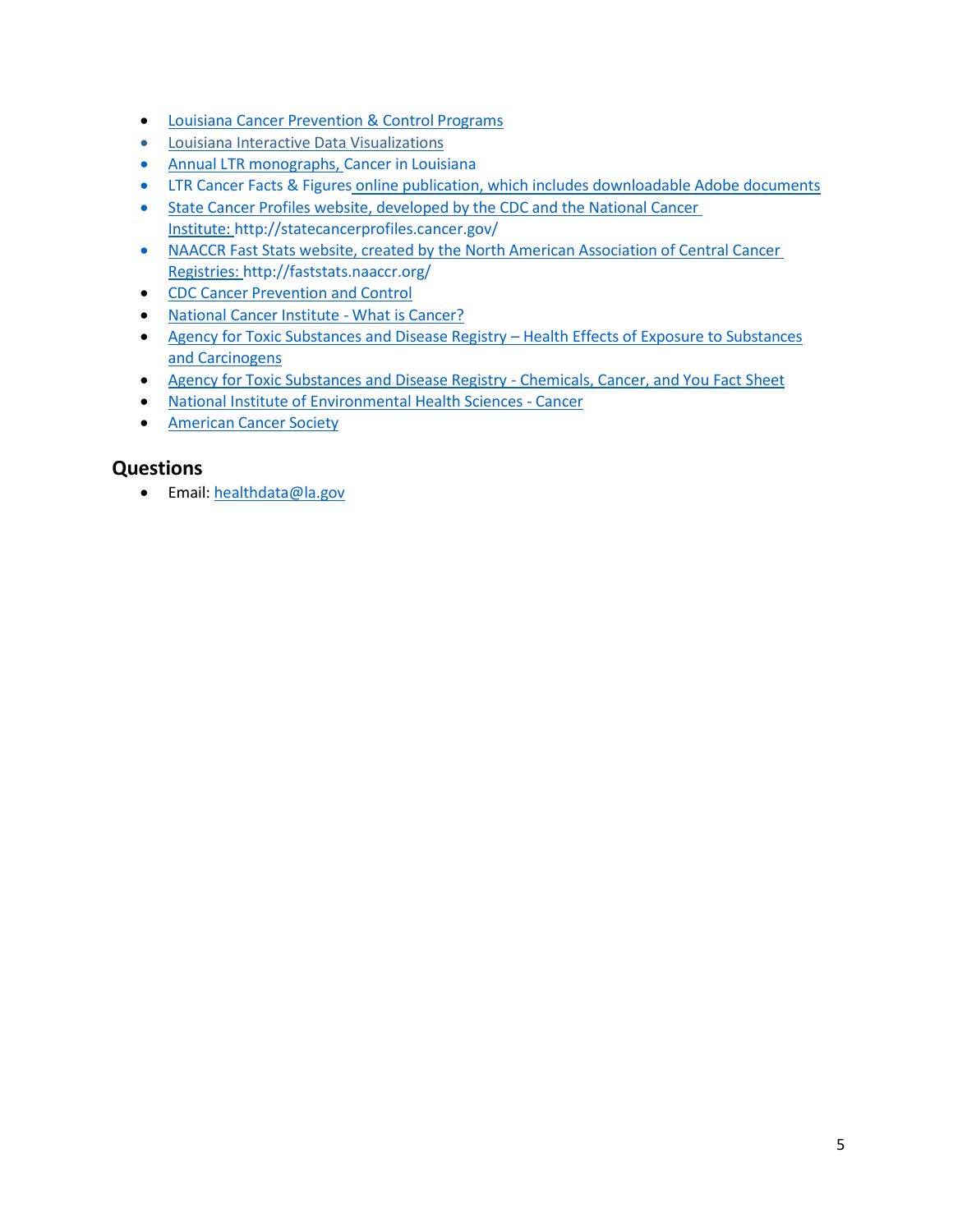- Louisiana Cancer Prevention & Control Programs
- Louisiana Interactive Data Visualizations
- Annual LTR monographs, Cancer in Louisiana
- LTR Cancer Facts & Figures online publication, which includes downloadable Adobe documents
- State Cancer Profiles website, developed by the CDC and the National Cancer Institute: http://statecancerprofiles.cancer.gov/
- NAACCR Fast Stats website, created by the North American Association of Central Cancer Registries: http://faststats.naaccr.org/
- CDC Cancer Prevention and Control
- National Cancer Institute - What is Cancer?
- Agency for Toxic Substances and Disease Registry – Health Effects of Exposure to Substances and Carcinogens
- Agency for Toxic Substances and Disease Registry - Chemicals, Cancer, and You Fact Sheet
- National Institute of Environmental Health Sciences - Cancer
- American Cancer Society

## Questions

- Email: healthdata@la.gov